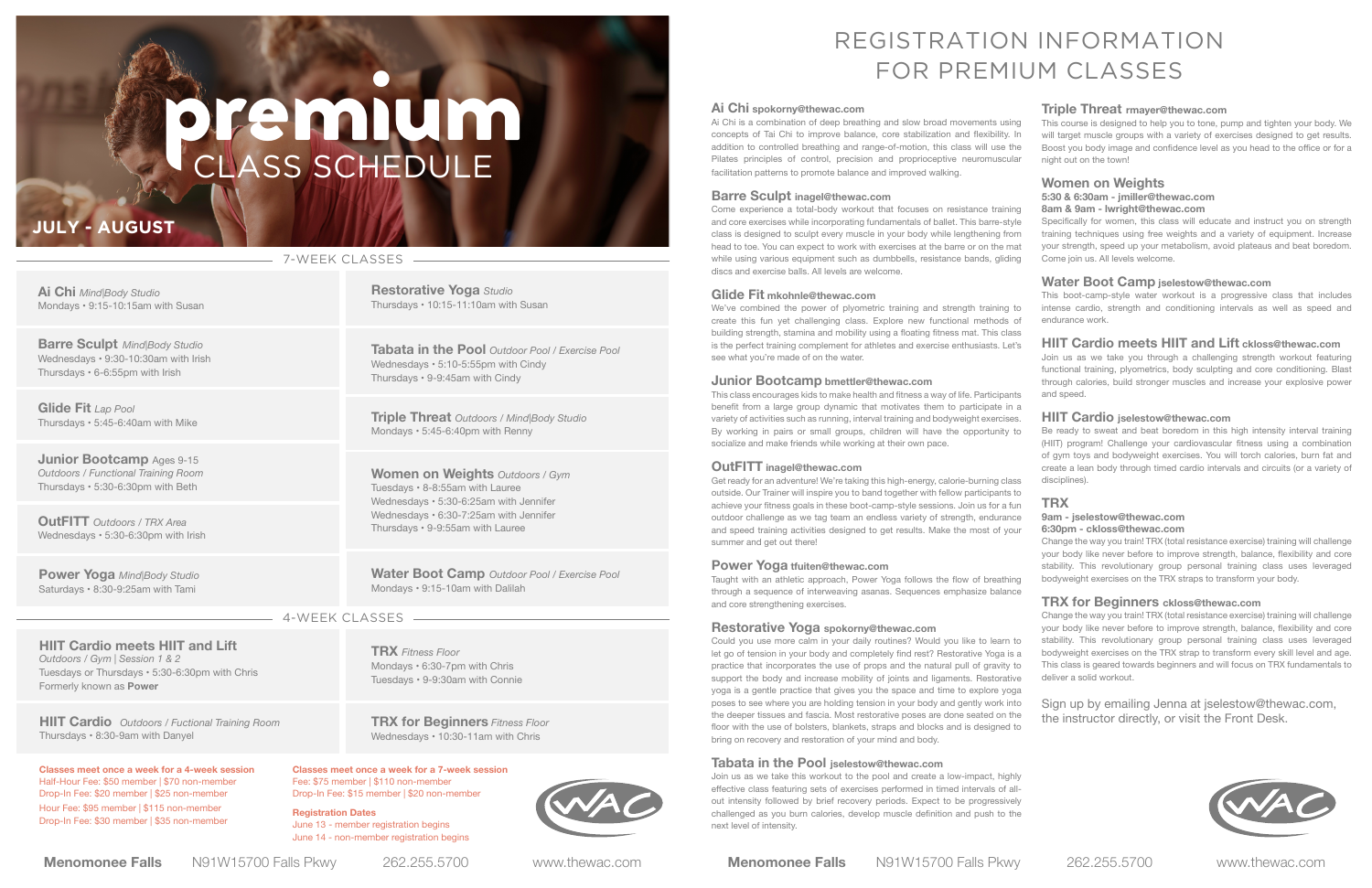# premium CLASS SCHEDULE

**JULY - AUGUST**

## 7-WEEK CLASSES

**Ai Chi** *Mind|Body Studio*
Mondays • 9:15-10:15am with Susan

**Barre Sculpt** *Mind|Body Studio*
Wednesdays • 9:30-10:30am with Irish
Thursdays • 6-6:55pm with Irish

**Glide Fit** *Lap Pool*
Thursdays • 5:45-6:40am with Mike

**Junior Bootcamp** Ages 9-15
*Outdoors / Functional Training Room*
Thursdays • 5:30-6:30pm with Beth

**OutFITT** *Outdoors / TRX Area*
Wednesdays • 5:30-6:30pm with Irish

**Power Yoga** *Mind|Body Studio*
Saturdays • 8:30-9:25am with Tami

**Restorative Yoga** *Studio*
Thursdays • 10:15-11:10am with Susan

**Tabata in the Pool** *Outdoor Pool / Exercise Pool*
Wednesdays • 5:10-5:55pm with Cindy
Thursdays • 9-9:45am with Cindy

**Triple Threat** *Outdoors / Mind|Body Studio*
Mondays • 5:45-6:40pm with Renny

**Women on Weights** *Outdoors / Gym*
Tuesdays • 8-8:55am with Lauree
Wednesdays • 5:30-6:25am with Jennifer
Wednesdays • 6:30-7:25am with Jennifer
Thursdays • 9-9:55am with Lauree

**Water Boot Camp** *Outdoor Pool / Exercise Pool*
Mondays • 9:15-10am with Dalilah

## 4-WEEK CLASSES

**HIIT Cardio meets HIIT and Lift**
*Outdoors / Gym | Session 1 & 2*
Tuesdays or Thursdays • 5:30-6:30pm with Chris
Formerly known as **Power**

**HIIT Cardio** *Outdoors / Fuctional Training Room*
Thursdays • 8:30-9am with Danyel

**TRX** *Fitness Floor*
Mondays • 6:30-7pm with Chris
Tuesdays • 9-9:30am with Connie

**TRX for Beginners** *Fitness Floor*
Wednesdays • 10:30-11am with Chris

**Classes meet once a week for a 4-week session**
Half-Hour Fee: $50 member | $70 non-member
Drop-In Fee: $20 member | $25 non-member
Hour Fee: $95 member | $115 non-member
Drop-In Fee: $30 member | $35 non-member

**Classes meet once a week for a 7-week session**
Fee: $75 member | $110 non-member
Drop-In Fee: $15 member | $20 non-member

**Registration Dates**
June 13 - member registration begins
June 14 - non-member registration begins

**Menomonee Falls** N91W15700 Falls Pkwy 262.255.5700 www.thewac.com

# REGISTRATION INFORMATION FOR PREMIUM CLASSES

### Ai Chi spokorny@thewac.com
Ai Chi is a combination of deep breathing and slow broad movements using concepts of Tai Chi to improve balance, core stabilization and flexibility. In addition to controlled breathing and range-of-motion, this class will use the Pilates principles of control, precision and proprioceptive neuromuscular facilitation patterns to promote balance and improved walking.

### Barre Sculpt inagel@thewac.com
Come experience a total-body workout that focuses on resistance training and core exercises while incorporating fundamentals of ballet. This barre-style class is designed to sculpt every muscle in your body while lengthening from head to toe. You can expect to work with exercises at the barre or on the mat while using various equipment such as dumbbells, resistance bands, gliding discs and exercise balls. All levels are welcome.

### Glide Fit mkohnle@thewac.com
We've combined the power of plyometric training and strength training to create this fun yet challenging class. Explore new functional methods of building strength, stamina and mobility using a floating fitness mat. This class is the perfect training complement for athletes and exercise enthusiasts. Let's see what you're made of on the water.

### Junior Bootcamp bmettler@thewac.com
This class encourages kids to make health and fitness a way of life. Participants benefit from a large group dynamic that motivates them to participate in a variety of activities such as running, interval training and bodyweight exercises. By working in pairs or small groups, children will have the opportunity to socialize and make friends while working at their own pace.

### OutFITT inagel@thewac.com
Get ready for an adventure! We're taking this high-energy, calorie-burning class outside. Our Trainer will inspire you to band together with fellow participants to achieve your fitness goals in these boot-camp-style sessions. Join us for a fun outdoor challenge as we tag team an endless variety of strength, endurance and speed training activities designed to get results. Make the most of your summer and get out there!

### Power Yoga tfuiten@thewac.com
Taught with an athletic approach, Power Yoga follows the flow of breathing through a sequence of interweaving asanas. Sequences emphasize balance and core strengthening exercises.

### Restorative Yoga spokorny@thewac.com
Could you use more calm in your daily routines? Would you like to learn to let go of tension in your body and completely find rest? Restorative Yoga is a practice that incorporates the use of props and the natural pull of gravity to support the body and increase mobility of joints and ligaments. Restorative yoga is a gentle practice that gives you the space and time to explore yoga poses to see where you are holding tension in your body and gently work into the deeper tissues and fascia. Most restorative poses are done seated on the floor with the use of bolsters, blankets, straps and blocks and is designed to bring on recovery and restoration of your mind and body.

### Tabata in the Pool jselestow@thewac.com
Join us as we take this workout to the pool and create a low-impact, highly effective class featuring sets of exercises performed in timed intervals of all-out intensity followed by brief recovery periods. Expect to be progressively challenged as you burn calories, develop muscle definition and push to the next level of intensity.

### Triple Threat rmayer@thewac.com
This course is designed to help you to tone, pump and tighten your body. We will target muscle groups with a variety of exercises designed to get results. Boost you body image and confidence level as you head to the office or for a night out on the town!

### Women on Weights
**5:30 & 6:30am - jmiller@thewac.com**
**8am & 9am - lwright@thewac.com**
Specifically for women, this class will educate and instruct you on strength training techniques using free weights and a variety of equipment. Increase your strength, speed up your metabolism, avoid plateaus and beat boredom. Come join us. All levels welcome.

### Water Boot Camp jselestow@thewac.com
This boot-camp-style water workout is a progressive class that includes intense cardio, strength and conditioning intervals as well as speed and endurance work.

### HIIT Cardio meets HIIT and Lift ckloss@thewac.com
Join us as we take you through a challenging strength workout featuring functional training, plyometrics, body sculpting and core conditioning. Blast through calories, build stronger muscles and increase your explosive power and speed.

### HIIT Cardio jselestow@thewac.com
Be ready to sweat and beat boredom in this high intensity interval training (HIIT) program! Challenge your cardiovascular fitness using a combination of gym toys and bodyweight exercises. You will torch calories, burn fat and create a lean body through timed cardio intervals and circuits (or a variety of disciplines).

### TRX
**9am - jselestow@thewac.com**
**6:30pm - ckloss@thewac.com**
Change the way you train! TRX (total resistance exercise) training will challenge your body like never before to improve strength, balance, flexibility and core stability. This revolutionary group personal training class uses leveraged bodyweight exercises on the TRX straps to transform your body.

### TRX for Beginners ckloss@thewac.com
Change the way you train! TRX (total resistance exercise) training will challenge your body like never before to improve strength, balance, flexibility and core stability. This revolutionary group personal training class uses leveraged bodyweight exercises on the TRX strap to transform every skill level and age. This class is geared towards beginners and will focus on TRX fundamentals to deliver a solid workout.

Sign up by emailing Jenna at jselestow@thewac.com, the instructor directly, or visit the Front Desk.

**Menomonee Falls** N91W15700 Falls Pkwy 262.255.5700 www.thewac.com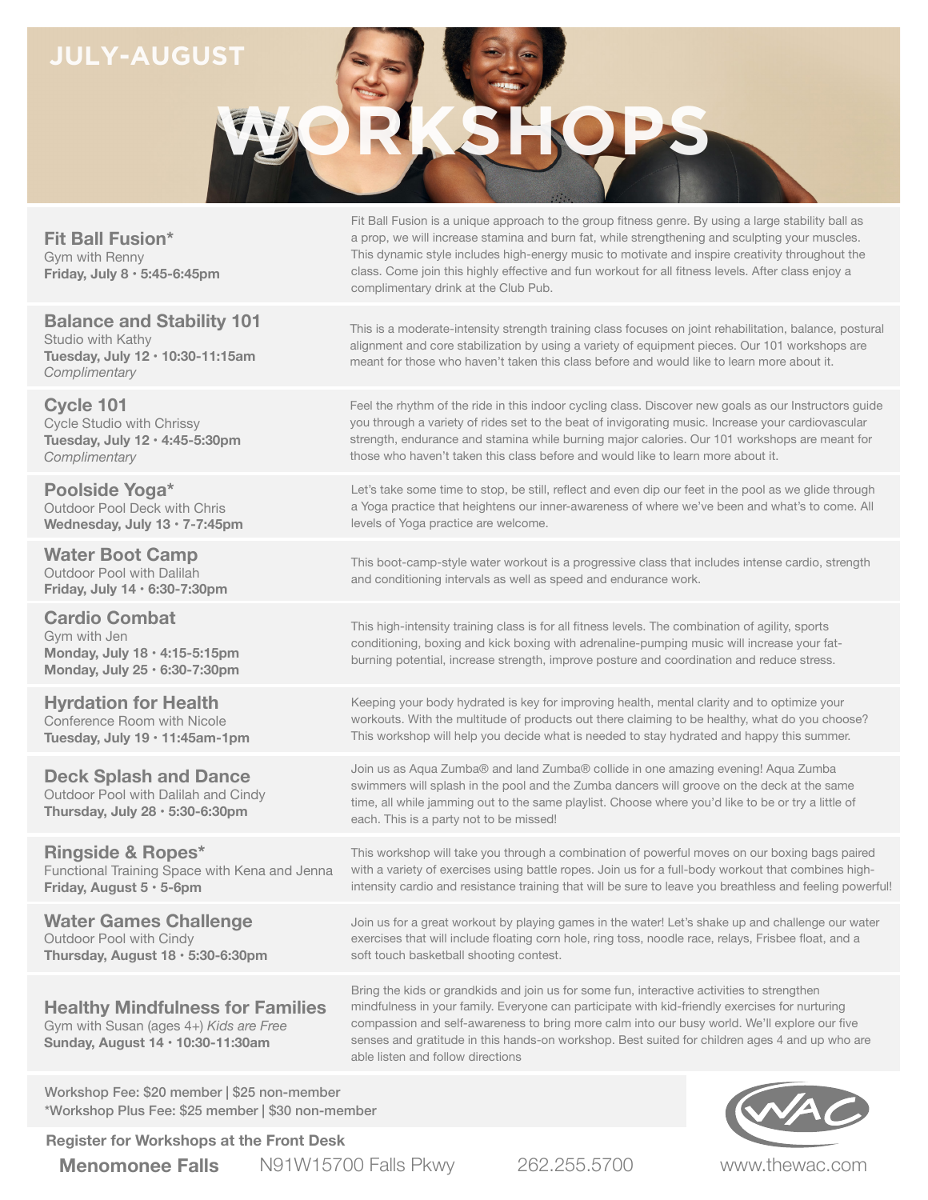JULY-AUGUST

# WORKSHOPS

## Fit Ball Fusion*
Gym with Renny
**Friday, July 8 • 5:45-6:45pm**

Fit Ball Fusion is a unique approach to the group fitness genre. By using a large stability ball as a prop, we will increase stamina and burn fat, while strengthening and sculpting your muscles. This dynamic style includes high-energy music to motivate and inspire creativity throughout the class. Come join this highly effective and fun workout for all fitness levels. After class enjoy a complimentary drink at the Club Pub.

## Balance and Stability 101
Studio with Kathy
**Tuesday, July 12 • 10:30-11:15am**
*Complimentary*

This is a moderate-intensity strength training class focuses on joint rehabilitation, balance, postural alignment and core stabilization by using a variety of equipment pieces. Our 101 workshops are meant for those who haven't taken this class before and would like to learn more about it.

## Cycle 101
Cycle Studio with Chrissy
**Tuesday, July 12 • 4:45-5:30pm**
*Complimentary*

Feel the rhythm of the ride in this indoor cycling class. Discover new goals as our Instructors guide you through a variety of rides set to the beat of invigorating music. Increase your cardiovascular strength, endurance and stamina while burning major calories. Our 101 workshops are meant for those who haven't taken this class before and would like to learn more about it.

## Poolside Yoga*
Outdoor Pool Deck with Chris
**Wednesday, July 13 • 7-7:45pm**

Let's take some time to stop, be still, reflect and even dip our feet in the pool as we glide through a Yoga practice that heightens our inner-awareness of where we've been and what's to come. All levels of Yoga practice are welcome.

## Water Boot Camp
Outdoor Pool with Dalilah
**Friday, July 14 • 6:30-7:30pm**

This boot-camp-style water workout is a progressive class that includes intense cardio, strength and conditioning intervals as well as speed and endurance work.

## Cardio Combat
Gym with Jen
**Monday, July 18 • 4:15-5:15pm**
**Monday, July 25 • 6:30-7:30pm**

This high-intensity training class is for all fitness levels. The combination of agility, sports conditioning, boxing and kick boxing with adrenaline-pumping music will increase your fat-burning potential, increase strength, improve posture and coordination and reduce stress.

## Hyrdation for Health
Conference Room with Nicole
**Tuesday, July 19 • 11:45am-1pm**

Keeping your body hydrated is key for improving health, mental clarity and to optimize your workouts. With the multitude of products out there claiming to be healthy, what do you choose? This workshop will help you decide what is needed to stay hydrated and happy this summer.

## Deck Splash and Dance
Outdoor Pool with Dalilah and Cindy
**Thursday, July 28 • 5:30-6:30pm**

Join us as Aqua Zumba® and land Zumba® collide in one amazing evening! Aqua Zumba swimmers will splash in the pool and the Zumba dancers will groove on the deck at the same time, all while jamming out to the same playlist. Choose where you'd like to be or try a little of each. This is a party not to be missed!

## Ringside & Ropes*
Functional Training Space with Kena and Jenna
**Friday, August 5 • 5-6pm**

This workshop will take you through a combination of powerful moves on our boxing bags paired with a variety of exercises using battle ropes. Join us for a full-body workout that combines high-intensity cardio and resistance training that will be sure to leave you breathless and feeling powerful!

## Water Games Challenge
Outdoor Pool with Cindy
**Thursday, August 18 • 5:30-6:30pm**

Join us for a great workout by playing games in the water! Let's shake up and challenge our water exercises that will include floating corn hole, ring toss, noodle race, relays, Frisbee float, and a soft touch basketball shooting contest.

## Healthy Mindfulness for Families
Gym with Susan (ages 4+) *Kids are Free*
**Sunday, August 14 • 10:30-11:30am**

Bring the kids or grandkids and join us for some fun, interactive activities to strengthen mindfulness in your family. Everyone can participate with kid-friendly exercises for nurturing compassion and self-awareness to bring more calm into our busy world. We'll explore our five senses and gratitude in this hands-on workshop. Best suited for children ages 4 and up who are able listen and follow directions

Workshop Fee: $20 member | $25 non-member
*Workshop Plus Fee: $25 member | $30 non-member

**Register for Workshops at the Front Desk**

**Menomonee Falls** N91W15700 Falls Pkwy 262.255.5700 www.thewac.com

WAC